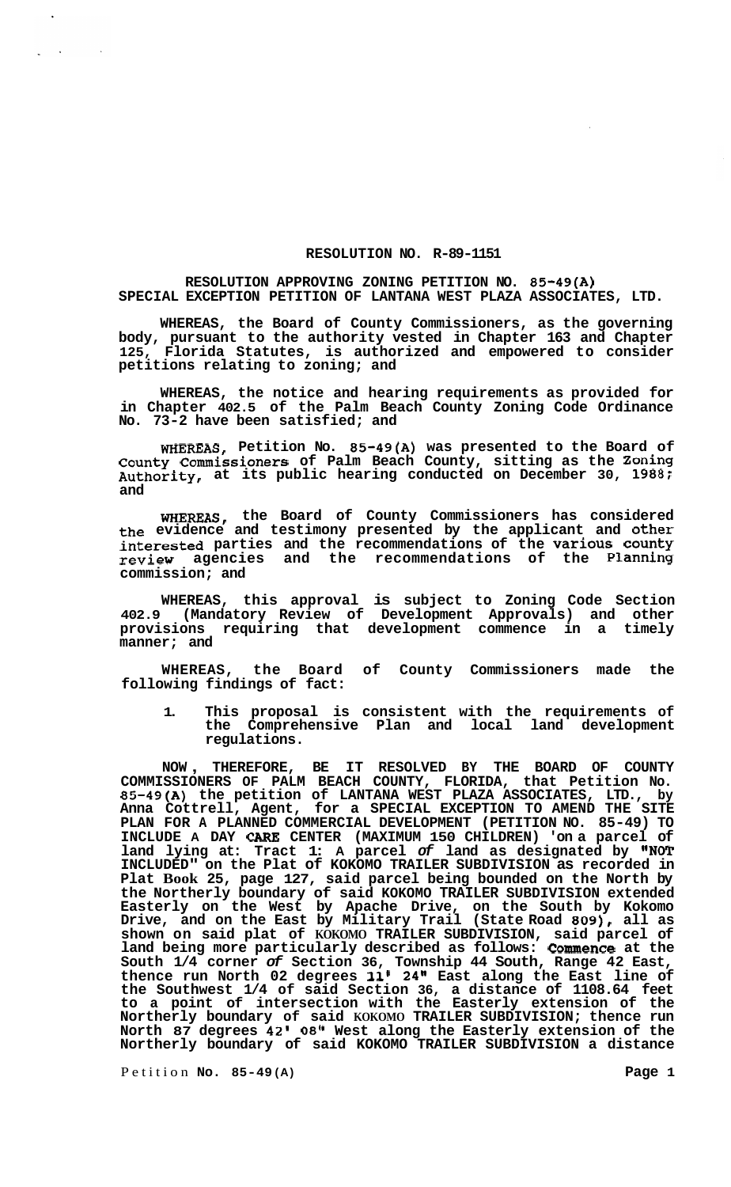**RESOLUTION NO. R-89-1151**

**RESOLUTION APPROVING ZONING PETITION NO. 85-49(A) SPECIAL EXCEPTION PETITION OF LANTANA WEST PLAZA ASSOCIATES, LTD.**

**WHEREAS, the Board of County Commissioners, as the governing body, pursuant to the authority vested in Chapter 163 and Chapter 125, Florida Statutes, is authorized and empowered to consider petitions relating to zoning; and**

**WHEREAS, the notice and hearing requirements as provided for in Chapter 402.5 of the Palm Beach County Zoning Code Ordinance No. 73-2 have been satisfied; and**

**WHEREAS, Petition No. 85-49(A) was presented to the Board of County Commissioners of Palm Beach County, sitting as the Zoning Authority, at its public hearing conducted on December 30, 1988; and**

**WHEREAS, the Board of County Commissioners has considered the evidence and testimony presented by the applicant and other interested parties and the recommendations of the various county review agencies and the recommendations of the Planning commission; and**

**WHEREAS, this approval is subject to Zoning Code Section 402.9 (Mandatory Review of Development Approvals) and other provisions requiring that development commence in a timely manner; and**

**WHEREAS, the Board of County Commissioners made the following findings of fact:**

1. **This proposal is consistent with the requirements of the Comprehensive Plan and local land development regulations.**

**NOW, THEREFORE, BE IT RESOLVED BY THE BOARD OF COUNTY COMMISSIONERS OF PALM BEACH COUNTY, FLORIDA, that Petition No. 85-49(A) the petition of LANTANA WEST PLAZA ASSOCIATES, LTD., by Anna Cottrell, Agent, for a SPECIAL EXCEPTION TO AMEND THE SITE PLAN FOR A PLANNED COMMERCIAL DEVELOPMENT (PETITION NO. 85-49) TO INCLUDE A DAY CARE CENTER (MAXIMUM 150 CHILDREN) on a parcel of land lying at: Tract 1: A parcel of land as designated by "NOT INCLUDED" on the Plat of KOKOMO TRAILER SUBDIVISION as recorded in Plat Book 25, page 127, said parcel being bounded on the North by the Northerly boundary of said KOKOMO TRAILER SUBDIVISION extended Easterly on the West by Apache Drive, on the South by Kokomo Drive, and on the East by Military Trail (State Road 809), all as shown on said plat of KOKOMO TRAILER SUBDIVISION, said parcel of land being more particularly described as follows: Commence at the South 1/4 corner of Section 36, Township 44 South, Range 42 East, thence run North 02 degrees 11' 24" East along the East line of the Southwest 1/4 of said Section 36, a distance of 1108.64 feet to a point of intersection with the Easterly extension of the Northerly boundary of said KOKOMO TRAILER SUBDIVISION; thence run North 87 degrees 42' 08" West along the Easterly extension of the Northerly boundary of said KOKOMO TRAILER SUBDIVISION a distance**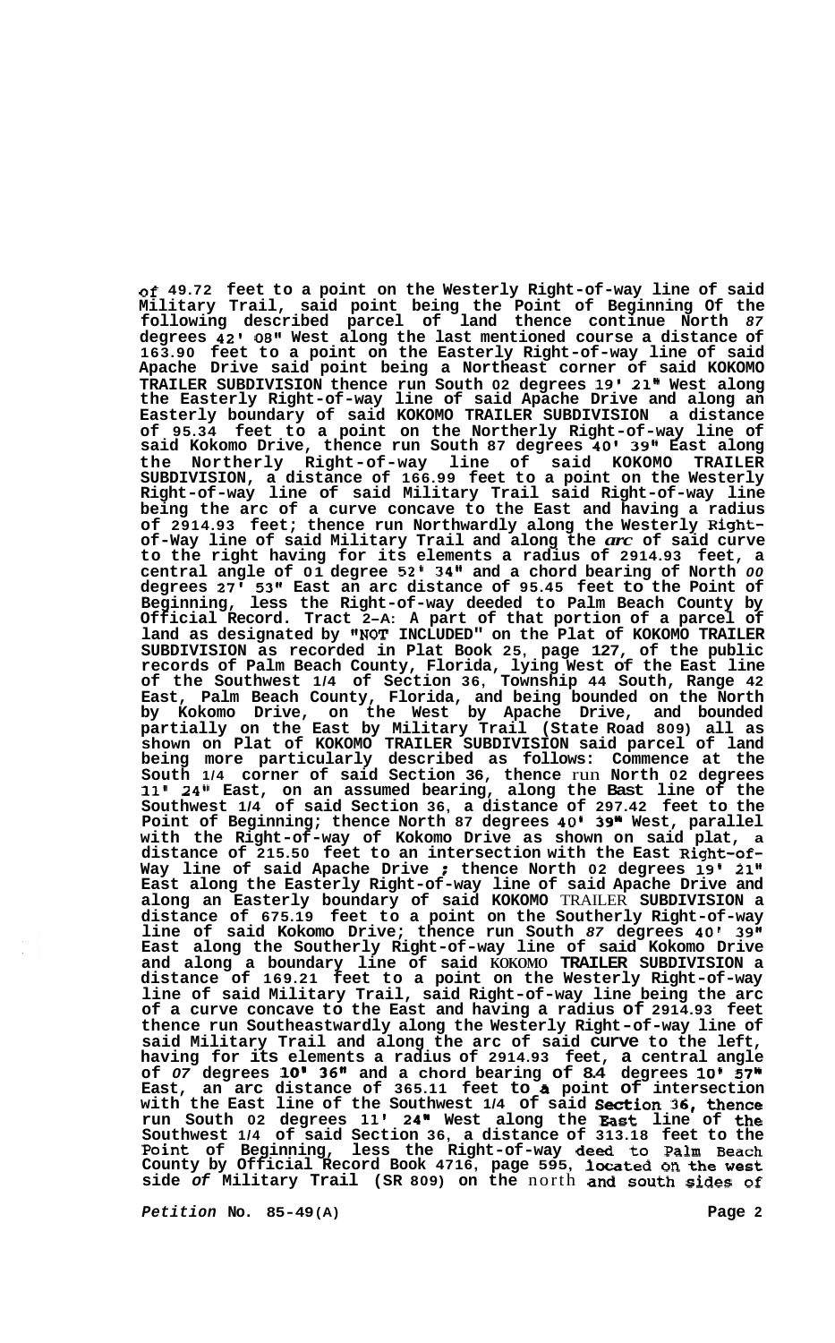of 49.72 feet to a point on the Westerly Right-of-way line of said Military Trail, said point being the Point of Beginning Of the following described parcel of land thence continue North 87 degrees 42' 08" West along the last mentioned course a distance of 163.90 feet to a point on the Easterly Right-of-way line of said Apache Drive said point being a Northeast corner of said KOKOMO TRAILER SUBDIVISION thence run South 02 degrees 19' 21" West along the Easterly Right-of-way line of said Apache Drive and along an Easterly boundary of said KOKOMO TRAILER SUBDIVISION a distance of 95.34 feet to a point on the Northerly Right-of-way line of said Kokomo Drive, thence run South 87 degrees 40' 39" East along the Northerly Right-of-way line of said KOKOMO TRAILER SUBDIVISION, a distance of 166.99 feet to a point on the Westerly Right-of-way line of said Military Trail said Right-of-way line being the arc of a curve concave to the East and having a radius of 2914.93 feet; thence run Northwardly along the Westerly Right-of-Way line of said Military Trail and along the *arc* of said curve to the right having for its elements a radius of 2914.93 feet, a central angle of 01 degree 52' 34" and a chord bearing of North *00* degrees 27' 53" East an arc distance of 95.45 feet to the Point of Beginning, less the Right-of-way deeded to Palm Beach County by Official Record. Tract 2-A: A part of that portion of a parcel of land as designated by "NOT INCLUDED" on the Plat of KOKOMO TRAILER SUBDIVISION as recorded in Plat Book 25, page 127, of the public records of Palm Beach County, Florida, lying West of the East line of the Southwest 1/4 of Section 36, Township 44 South, Range 42 East, Palm Beach County, Florida, and being bounded on the North by Kokomo Drive, on the West by Apache Drive, and bounded partially on the East by Military Trail (State Road 809) all as shown on Plat of KOKOMO TRAILER SUBDIVISION said parcel of land being more particularly described as follows: Commence at the South 1/4 corner of said Section 36, thence run North 02 degrees 11' 24" East, on an assumed bearing, along the East line of the Southwest 1/4 of said Section 36, a distance of 297.42 feet to the Point of Beginning; thence North 87 degrees 40' 39" West, parallel with the Right-of-way of Kokomo Drive as shown on said plat, a distance of 215.50 feet to an intersection with the East Right-of-Way line of said Apache Drive ; thence North 02 degrees 19' 21" East along the Easterly Right-of-way line of said Apache Drive and along an Easterly boundary of said KOKOMO TRAILER SUBDIVISION a distance of 675.19 feet to a point on the Southerly Right-of-way line of said Kokomo Drive; thence run South *87* degrees 40' 39" East along the Southerly Right-of-way line of said Kokomo Drive and along a boundary line of said KOKOMO TRAILER SUBDIVISION a distance of 169.21 feet to a point on the Westerly Right-of-way line of said Military Trail, said Right-of-way line being the arc of a curve concave to the East and having a radius of 2914.93 feet thence run Southeastwardly along the Westerly Right-of-way line of said Military Trail and along the arc of said curve to the left, having for its elements a radius of 2914.93 feet, a central angle of *07* degrees 10' 36" and a chord bearing of 84 degrees 10' 57" East, an arc distance of 365.11 feet to a point of intersection with the East line of the Southwest 1/4 of said Section 36, thence run South 02 degrees 11' 24" West along the East line of the Southwest 1/4 of said Section 36, a distance of 313.18 feet to the Point of Beginning, less the Right-of-way deed to Palm Beach County by Official Record Book 4716, page 595, located on the west side *of* Military Trail (SR 809) on the north and south sides of

*Petition* No. 85-49(A)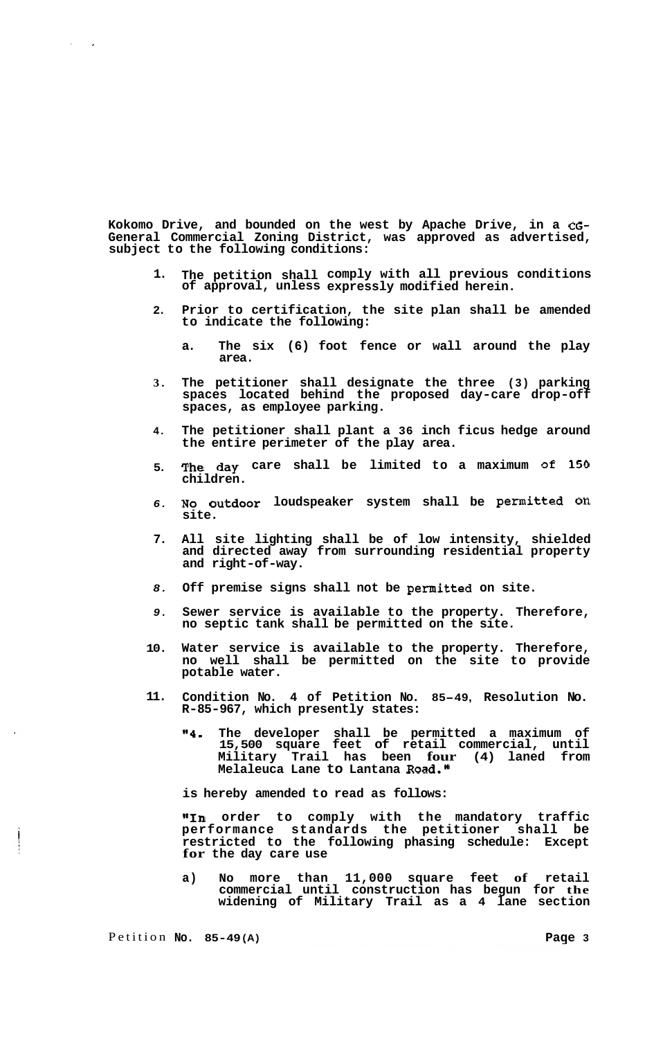Kokomo Drive, and bounded on the west by Apache Drive, in a CG-General Commercial Zoning District, was approved as advertised, subject to the following conditions:

1. The petition shall comply with all previous conditions of approval, unless expressly modified herein.

2. Prior to certification, the site plan shall be amended to indicate the following:

   a. The six (6) foot fence or wall around the play area.

3. The petitioner shall designate the three (3) parking spaces located behind the proposed day-care drop-off spaces, as employee parking.

4. The petitioner shall plant a 36 inch ficus hedge around the entire perimeter of the play area.

5. The day care shall be limited to a maximum of 150 children.

6. No outdoor loudspeaker system shall be permitted on site.

7. All site lighting shall be of low intensity, shielded and directed away from surrounding residential property and right-of-way.

8. Off premise signs shall not be permitted on site.

9. Sewer service is available to the property. Therefore, no septic tank shall be permitted on the site.

10. Water service is available to the property. Therefore, no well shall be permitted on the site to provide potable water.

11. Condition No. 4 of Petition No. 85-49, Resolution No. R-85-967, which presently states:

    "4. The developer shall be permitted a maximum of 15,500 square feet of retail commercial, until Military Trail has been four (4) laned from Melaleuca Lane to Lantana Road."

    is hereby amended to read as follows:

    "In order to comply with the mandatory traffic performance standards the petitioner shall be restricted to the following phasing schedule: Except for the day care use

    a) No more than 11,000 square feet of retail commercial until construction has begun for the widening of Military Trail as a 4 lane section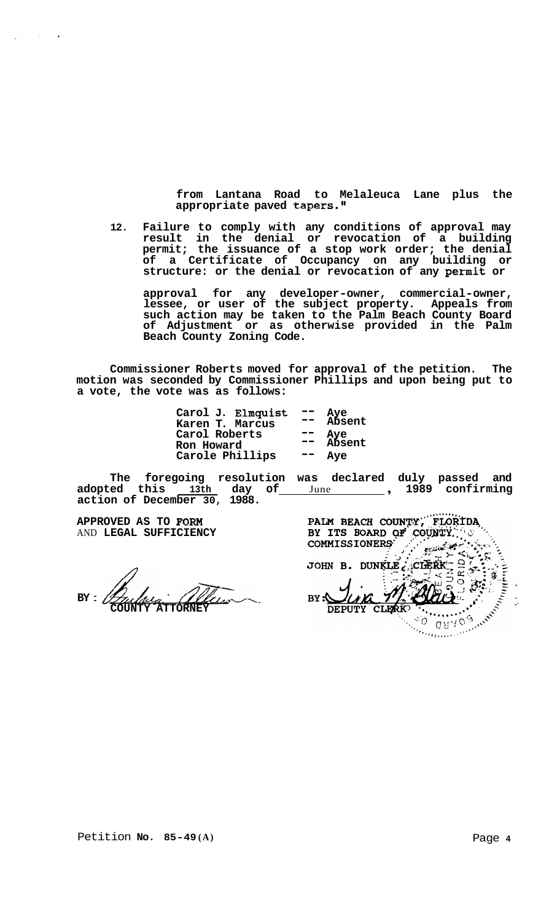from Lantana Road to Melaleuca Lane plus the appropriate paved tapers."

12. Failure to comply with any conditions of approval may result in the denial or revocation of a building permit; the issuance of a stop work order; the denial of a Certificate of Occupancy on any building or structure: or the denial or revocation of any permit or

approval for any developer-owner, commercial-owner, lessee, or user of the subject property. Appeals from such action may be taken to the Palm Beach County Board of Adjustment or as otherwise provided in the Palm Beach County Zoning Code.

Commissioner Roberts moved for approval of the petition. The motion was seconded by Commissioner Phillips and upon being put to a vote, the vote was as follows:

| | | |
|---|---|---|
| Carol J. Elmquist | -- | Aye |
| Karen T. Marcus | -- | Absent |
| Carol Roberts | -- | Aye |
| Ron Howard | -- | Absent |
| Carole Phillips | -- | Aye |

The foregoing resolution was declared duly passed and adopted this 13th day of June, 1989 confirming action of December 30, 1988.

APPROVED AS TO FORM AND LEGAL SUFFICIENCY

BY: COUNTY ATTORNEY

PALM BEACH COUNTY, FLORIDA BY ITS BOARD OF COUNTY COMMISSIONERS

JOHN B. DUNKLE, CLERK

BY: DEPUTY CLERK

Petition No. 85-49(A)